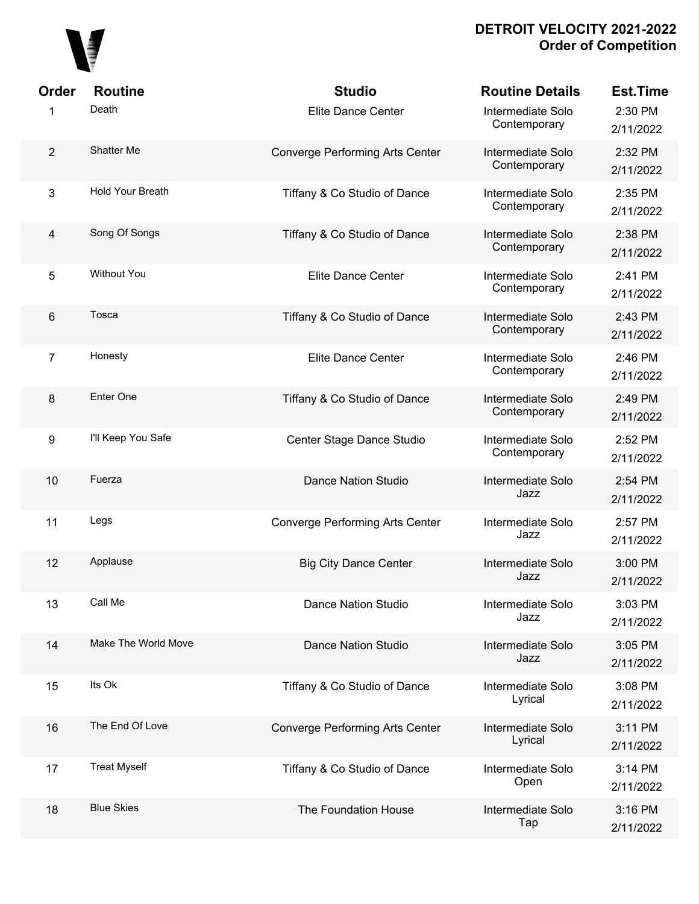# DETROIT VELOCITY 2021-2022
## Order of Competition

| Order | Routine | Studio | Routine Details | Est.Time |
|---|---|---|---|---|
| 1 | Death | Elite Dance Center | Intermediate Solo Contemporary | 2:30 PM 2/11/2022 |
| 2 | Shatter Me | Converge Performing Arts Center | Intermediate Solo Contemporary | 2:32 PM 2/11/2022 |
| 3 | Hold Your Breath | Tiffany & Co Studio of Dance | Intermediate Solo Contemporary | 2:35 PM 2/11/2022 |
| 4 | Song Of Songs | Tiffany & Co Studio of Dance | Intermediate Solo Contemporary | 2:38 PM 2/11/2022 |
| 5 | Without You | Elite Dance Center | Intermediate Solo Contemporary | 2:41 PM 2/11/2022 |
| 6 | Tosca | Tiffany & Co Studio of Dance | Intermediate Solo Contemporary | 2:43 PM 2/11/2022 |
| 7 | Honesty | Elite Dance Center | Intermediate Solo Contemporary | 2:46 PM 2/11/2022 |
| 8 | Enter One | Tiffany & Co Studio of Dance | Intermediate Solo Contemporary | 2:49 PM 2/11/2022 |
| 9 | I'll Keep You Safe | Center Stage Dance Studio | Intermediate Solo Contemporary | 2:52 PM 2/11/2022 |
| 10 | Fuerza | Dance Nation Studio | Intermediate Solo Jazz | 2:54 PM 2/11/2022 |
| 11 | Legs | Converge Performing Arts Center | Intermediate Solo Jazz | 2:57 PM 2/11/2022 |
| 12 | Applause | Big City Dance Center | Intermediate Solo Jazz | 3:00 PM 2/11/2022 |
| 13 | Call Me | Dance Nation Studio | Intermediate Solo Jazz | 3:03 PM 2/11/2022 |
| 14 | Make The World Move | Dance Nation Studio | Intermediate Solo Jazz | 3:05 PM 2/11/2022 |
| 15 | Its Ok | Tiffany & Co Studio of Dance | Intermediate Solo Lyrical | 3:08 PM 2/11/2022 |
| 16 | The End Of Love | Converge Performing Arts Center | Intermediate Solo Lyrical | 3:11 PM 2/11/2022 |
| 17 | Treat Myself | Tiffany & Co Studio of Dance | Intermediate Solo Open | 3:14 PM 2/11/2022 |
| 18 | Blue Skies | The Foundation House | Intermediate Solo Tap | 3:16 PM 2/11/2022 |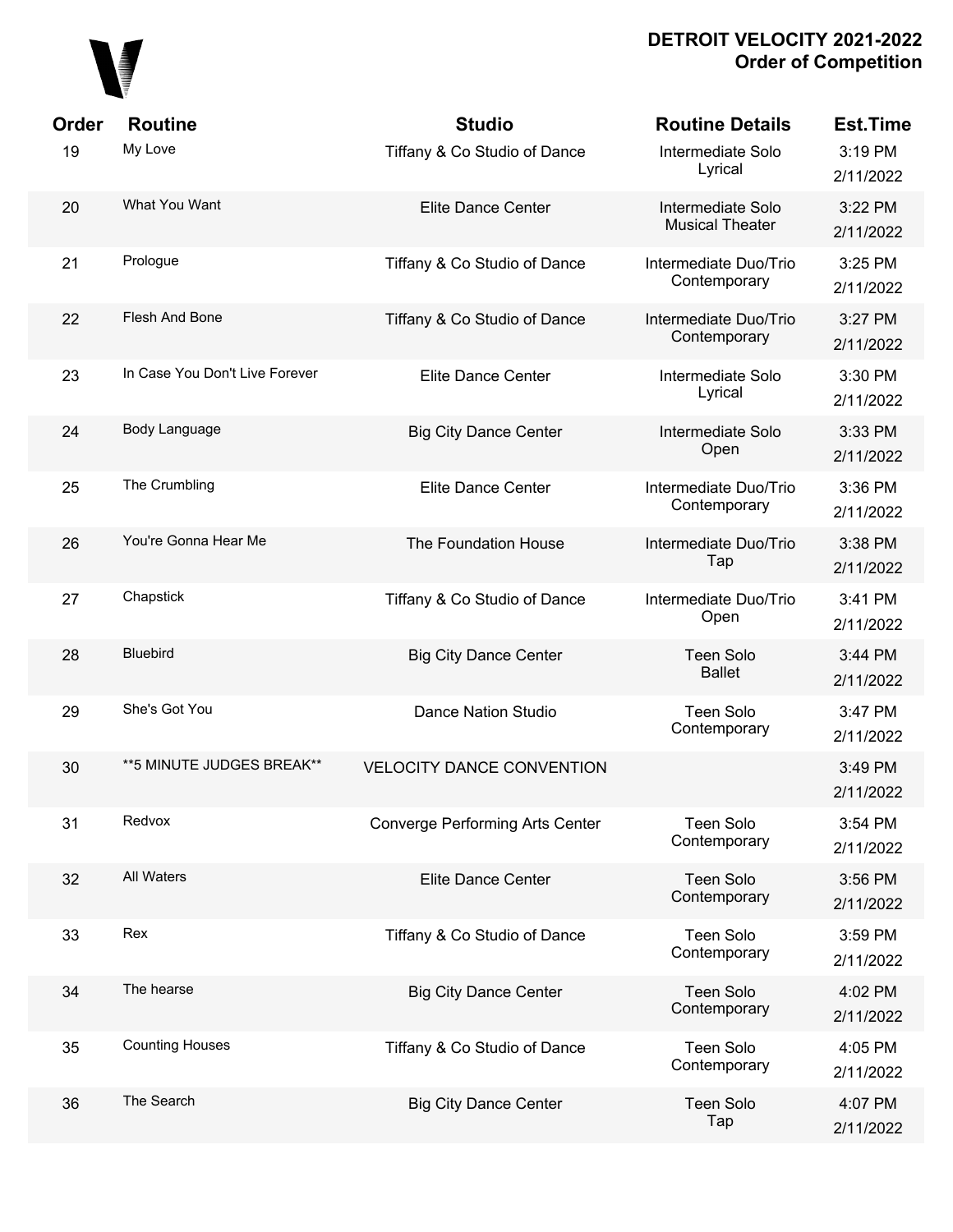# DETROIT VELOCITY 2021-2022
## Order of Competition

| Order | Routine | Studio | Routine Details | Est.Time |
|---|---|---|---|---|
| 19 | My Love | Tiffany & Co Studio of Dance | Intermediate Solo Lyrical | 3:19 PM 2/11/2022 |
| 20 | What You Want | Elite Dance Center | Intermediate Solo Musical Theater | 3:22 PM 2/11/2022 |
| 21 | Prologue | Tiffany & Co Studio of Dance | Intermediate Duo/Trio Contemporary | 3:25 PM 2/11/2022 |
| 22 | Flesh And Bone | Tiffany & Co Studio of Dance | Intermediate Duo/Trio Contemporary | 3:27 PM 2/11/2022 |
| 23 | In Case You Don't Live Forever | Elite Dance Center | Intermediate Solo Lyrical | 3:30 PM 2/11/2022 |
| 24 | Body Language | Big City Dance Center | Intermediate Solo Open | 3:33 PM 2/11/2022 |
| 25 | The Crumbling | Elite Dance Center | Intermediate Duo/Trio Contemporary | 3:36 PM 2/11/2022 |
| 26 | You're Gonna Hear Me | The Foundation House | Intermediate Duo/Trio Tap | 3:38 PM 2/11/2022 |
| 27 | Chapstick | Tiffany & Co Studio of Dance | Intermediate Duo/Trio Open | 3:41 PM 2/11/2022 |
| 28 | Bluebird | Big City Dance Center | Teen Solo Ballet | 3:44 PM 2/11/2022 |
| 29 | She's Got You | Dance Nation Studio | Teen Solo Contemporary | 3:47 PM 2/11/2022 |
| 30 | **5 MINUTE JUDGES BREAK** | VELOCITY DANCE CONVENTION | | 3:49 PM 2/11/2022 |
| 31 | Redvox | Converge Performing Arts Center | Teen Solo Contemporary | 3:54 PM 2/11/2022 |
| 32 | All Waters | Elite Dance Center | Teen Solo Contemporary | 3:56 PM 2/11/2022 |
| 33 | Rex | Tiffany & Co Studio of Dance | Teen Solo Contemporary | 3:59 PM 2/11/2022 |
| 34 | The hearse | Big City Dance Center | Teen Solo Contemporary | 4:02 PM 2/11/2022 |
| 35 | Counting Houses | Tiffany & Co Studio of Dance | Teen Solo Contemporary | 4:05 PM 2/11/2022 |
| 36 | The Search | Big City Dance Center | Teen Solo Tap | 4:07 PM 2/11/2022 |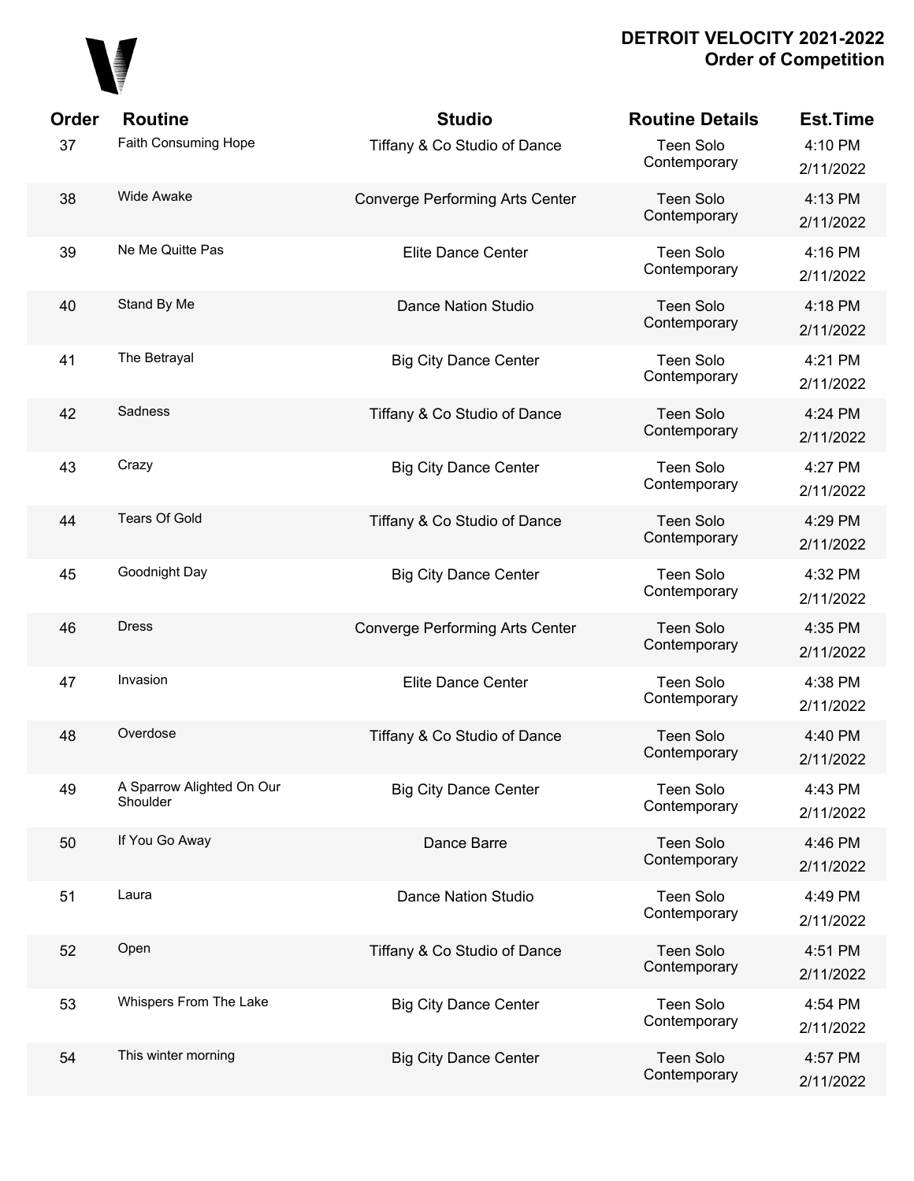# DETROIT VELOCITY 2021-2022
## Order of Competition

| Order | Routine | Studio | Routine Details | Est.Time |
|---|---|---|---|---|
| 37 | Faith Consuming Hope | Tiffany & Co Studio of Dance | Teen Solo Contemporary | 4:10 PM 2/11/2022 |
| 38 | Wide Awake | Converge Performing Arts Center | Teen Solo Contemporary | 4:13 PM 2/11/2022 |
| 39 | Ne Me Quitte Pas | Elite Dance Center | Teen Solo Contemporary | 4:16 PM 2/11/2022 |
| 40 | Stand By Me | Dance Nation Studio | Teen Solo Contemporary | 4:18 PM 2/11/2022 |
| 41 | The Betrayal | Big City Dance Center | Teen Solo Contemporary | 4:21 PM 2/11/2022 |
| 42 | Sadness | Tiffany & Co Studio of Dance | Teen Solo Contemporary | 4:24 PM 2/11/2022 |
| 43 | Crazy | Big City Dance Center | Teen Solo Contemporary | 4:27 PM 2/11/2022 |
| 44 | Tears Of Gold | Tiffany & Co Studio of Dance | Teen Solo Contemporary | 4:29 PM 2/11/2022 |
| 45 | Goodnight Day | Big City Dance Center | Teen Solo Contemporary | 4:32 PM 2/11/2022 |
| 46 | Dress | Converge Performing Arts Center | Teen Solo Contemporary | 4:35 PM 2/11/2022 |
| 47 | Invasion | Elite Dance Center | Teen Solo Contemporary | 4:38 PM 2/11/2022 |
| 48 | Overdose | Tiffany & Co Studio of Dance | Teen Solo Contemporary | 4:40 PM 2/11/2022 |
| 49 | A Sparrow Alighted On Our Shoulder | Big City Dance Center | Teen Solo Contemporary | 4:43 PM 2/11/2022 |
| 50 | If You Go Away | Dance Barre | Teen Solo Contemporary | 4:46 PM 2/11/2022 |
| 51 | Laura | Dance Nation Studio | Teen Solo Contemporary | 4:49 PM 2/11/2022 |
| 52 | Open | Tiffany & Co Studio of Dance | Teen Solo Contemporary | 4:51 PM 2/11/2022 |
| 53 | Whispers From The Lake | Big City Dance Center | Teen Solo Contemporary | 4:54 PM 2/11/2022 |
| 54 | This winter morning | Big City Dance Center | Teen Solo Contemporary | 4:57 PM 2/11/2022 |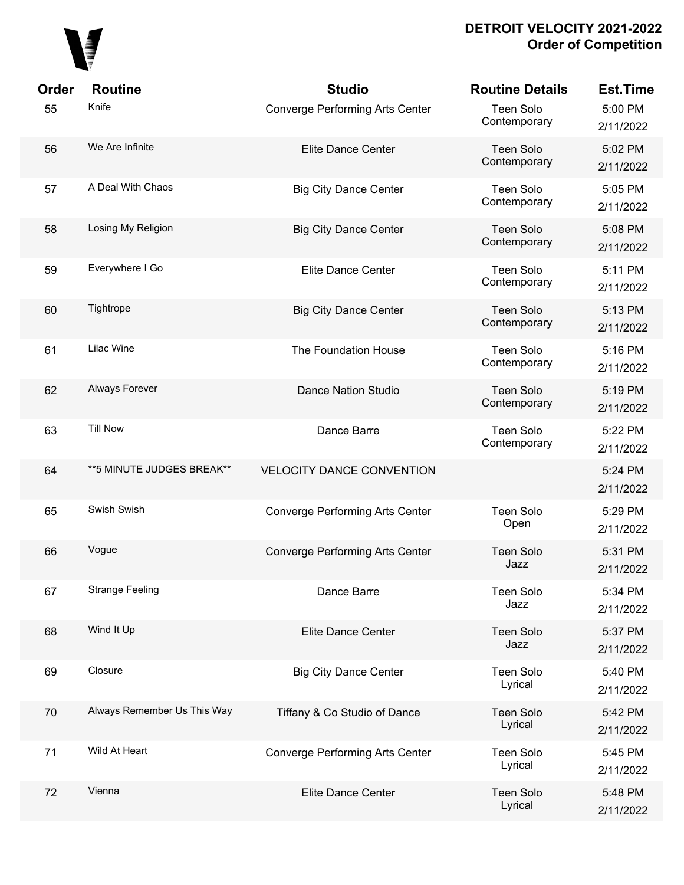# DETROIT VELOCITY 2021-2022
## Order of Competition

| Order | Routine | Studio | Routine Details | Est.Time |
|---|---|---|---|---|
| 55 | Knife | Converge Performing Arts Center | Teen Solo Contemporary | 5:00 PM 2/11/2022 |
| 56 | We Are Infinite | Elite Dance Center | Teen Solo Contemporary | 5:02 PM 2/11/2022 |
| 57 | A Deal With Chaos | Big City Dance Center | Teen Solo Contemporary | 5:05 PM 2/11/2022 |
| 58 | Losing My Religion | Big City Dance Center | Teen Solo Contemporary | 5:08 PM 2/11/2022 |
| 59 | Everywhere I Go | Elite Dance Center | Teen Solo Contemporary | 5:11 PM 2/11/2022 |
| 60 | Tightrope | Big City Dance Center | Teen Solo Contemporary | 5:13 PM 2/11/2022 |
| 61 | Lilac Wine | The Foundation House | Teen Solo Contemporary | 5:16 PM 2/11/2022 |
| 62 | Always Forever | Dance Nation Studio | Teen Solo Contemporary | 5:19 PM 2/11/2022 |
| 63 | Till Now | Dance Barre | Teen Solo Contemporary | 5:22 PM 2/11/2022 |
| 64 | **5 MINUTE JUDGES BREAK** | VELOCITY DANCE CONVENTION | | 5:24 PM 2/11/2022 |
| 65 | Swish Swish | Converge Performing Arts Center | Teen Solo Open | 5:29 PM 2/11/2022 |
| 66 | Vogue | Converge Performing Arts Center | Teen Solo Jazz | 5:31 PM 2/11/2022 |
| 67 | Strange Feeling | Dance Barre | Teen Solo Jazz | 5:34 PM 2/11/2022 |
| 68 | Wind It Up | Elite Dance Center | Teen Solo Jazz | 5:37 PM 2/11/2022 |
| 69 | Closure | Big City Dance Center | Teen Solo Lyrical | 5:40 PM 2/11/2022 |
| 70 | Always Remember Us This Way | Tiffany & Co Studio of Dance | Teen Solo Lyrical | 5:42 PM 2/11/2022 |
| 71 | Wild At Heart | Converge Performing Arts Center | Teen Solo Lyrical | 5:45 PM 2/11/2022 |
| 72 | Vienna | Elite Dance Center | Teen Solo Lyrical | 5:48 PM 2/11/2022 |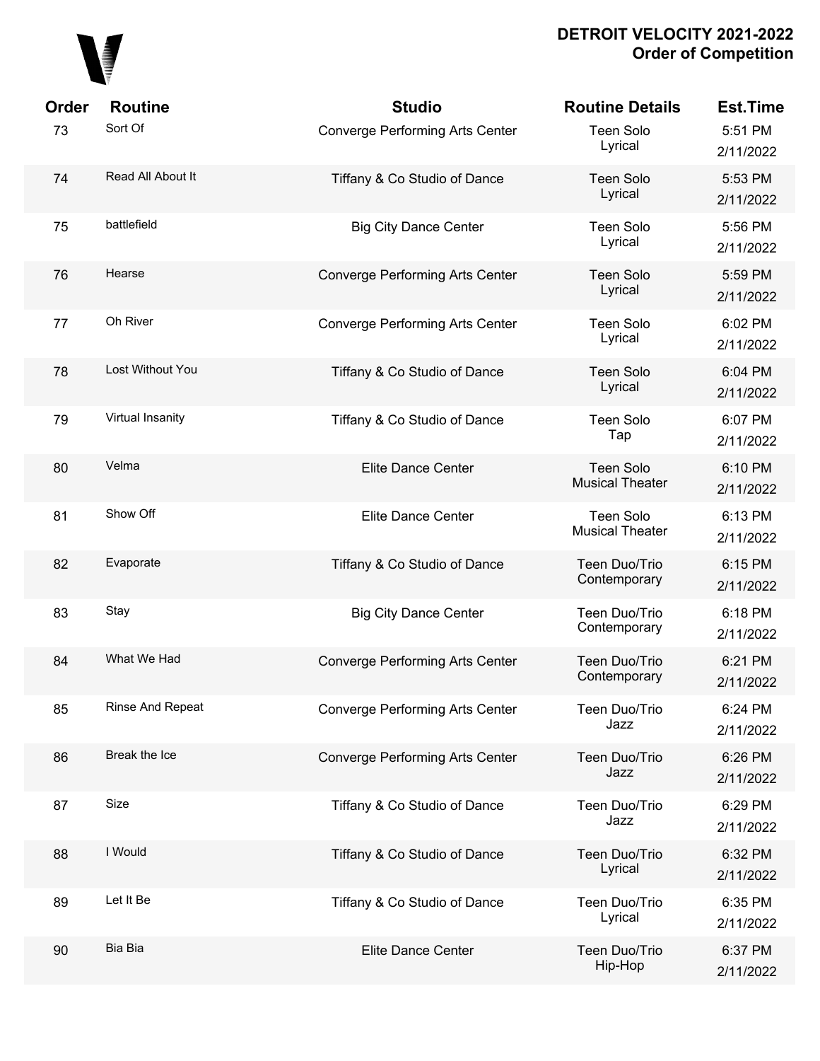**DETROIT VELOCITY 2021-2022**
**Order of Competition**

| Order | Routine | Studio | Routine Details | Est.Time |
|---|---|---|---|---|
| 73 | Sort Of | Converge Performing Arts Center | Teen Solo Lyrical | 5:51 PM 2/11/2022 |
| 74 | Read All About It | Tiffany & Co Studio of Dance | Teen Solo Lyrical | 5:53 PM 2/11/2022 |
| 75 | battlefield | Big City Dance Center | Teen Solo Lyrical | 5:56 PM 2/11/2022 |
| 76 | Hearse | Converge Performing Arts Center | Teen Solo Lyrical | 5:59 PM 2/11/2022 |
| 77 | Oh River | Converge Performing Arts Center | Teen Solo Lyrical | 6:02 PM 2/11/2022 |
| 78 | Lost Without You | Tiffany & Co Studio of Dance | Teen Solo Lyrical | 6:04 PM 2/11/2022 |
| 79 | Virtual Insanity | Tiffany & Co Studio of Dance | Teen Solo Tap | 6:07 PM 2/11/2022 |
| 80 | Velma | Elite Dance Center | Teen Solo Musical Theater | 6:10 PM 2/11/2022 |
| 81 | Show Off | Elite Dance Center | Teen Solo Musical Theater | 6:13 PM 2/11/2022 |
| 82 | Evaporate | Tiffany & Co Studio of Dance | Teen Duo/Trio Contemporary | 6:15 PM 2/11/2022 |
| 83 | Stay | Big City Dance Center | Teen Duo/Trio Contemporary | 6:18 PM 2/11/2022 |
| 84 | What We Had | Converge Performing Arts Center | Teen Duo/Trio Contemporary | 6:21 PM 2/11/2022 |
| 85 | Rinse And Repeat | Converge Performing Arts Center | Teen Duo/Trio Jazz | 6:24 PM 2/11/2022 |
| 86 | Break the Ice | Converge Performing Arts Center | Teen Duo/Trio Jazz | 6:26 PM 2/11/2022 |
| 87 | Size | Tiffany & Co Studio of Dance | Teen Duo/Trio Jazz | 6:29 PM 2/11/2022 |
| 88 | I Would | Tiffany & Co Studio of Dance | Teen Duo/Trio Lyrical | 6:32 PM 2/11/2022 |
| 89 | Let It Be | Tiffany & Co Studio of Dance | Teen Duo/Trio Lyrical | 6:35 PM 2/11/2022 |
| 90 | Bia Bia | Elite Dance Center | Teen Duo/Trio Hip-Hop | 6:37 PM 2/11/2022 |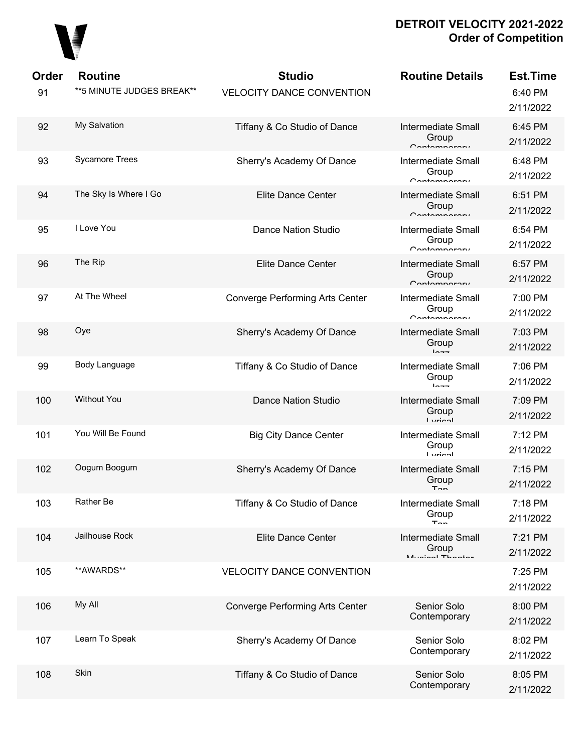# DETROIT VELOCITY 2021-2022
## Order of Competition

| Order | Routine | Studio | Routine Details | Est.Time |
|---|---|---|---|---|
| 91 | **5 MINUTE JUDGES BREAK** | VELOCITY DANCE CONVENTION | | 6:40 PM 2/11/2022 |
| 92 | My Salvation | Tiffany & Co Studio of Dance | Intermediate Small Group Contemporary | 6:45 PM 2/11/2022 |
| 93 | Sycamore Trees | Sherry's Academy Of Dance | Intermediate Small Group Contemporary | 6:48 PM 2/11/2022 |
| 94 | The Sky Is Where I Go | Elite Dance Center | Intermediate Small Group Contemporary | 6:51 PM 2/11/2022 |
| 95 | I Love You | Dance Nation Studio | Intermediate Small Group Contemporary | 6:54 PM 2/11/2022 |
| 96 | The Rip | Elite Dance Center | Intermediate Small Group Contemporary | 6:57 PM 2/11/2022 |
| 97 | At The Wheel | Converge Performing Arts Center | Intermediate Small Group Contemporary | 7:00 PM 2/11/2022 |
| 98 | Oye | Sherry's Academy Of Dance | Intermediate Small Group Jazz | 7:03 PM 2/11/2022 |
| 99 | Body Language | Tiffany & Co Studio of Dance | Intermediate Small Group Jazz | 7:06 PM 2/11/2022 |
| 100 | Without You | Dance Nation Studio | Intermediate Small Group Lyrical | 7:09 PM 2/11/2022 |
| 101 | You Will Be Found | Big City Dance Center | Intermediate Small Group Lyrical | 7:12 PM 2/11/2022 |
| 102 | Oogum Boogum | Sherry's Academy Of Dance | Intermediate Small Group Tap | 7:15 PM 2/11/2022 |
| 103 | Rather Be | Tiffany & Co Studio of Dance | Intermediate Small Group Tap | 7:18 PM 2/11/2022 |
| 104 | Jailhouse Rock | Elite Dance Center | Intermediate Small Group Musical Theater | 7:21 PM 2/11/2022 |
| 105 | **AWARDS** | VELOCITY DANCE CONVENTION | | 7:25 PM 2/11/2022 |
| 106 | My All | Converge Performing Arts Center | Senior Solo Contemporary | 8:00 PM 2/11/2022 |
| 107 | Learn To Speak | Sherry's Academy Of Dance | Senior Solo Contemporary | 8:02 PM 2/11/2022 |
| 108 | Skin | Tiffany & Co Studio of Dance | Senior Solo Contemporary | 8:05 PM 2/11/2022 |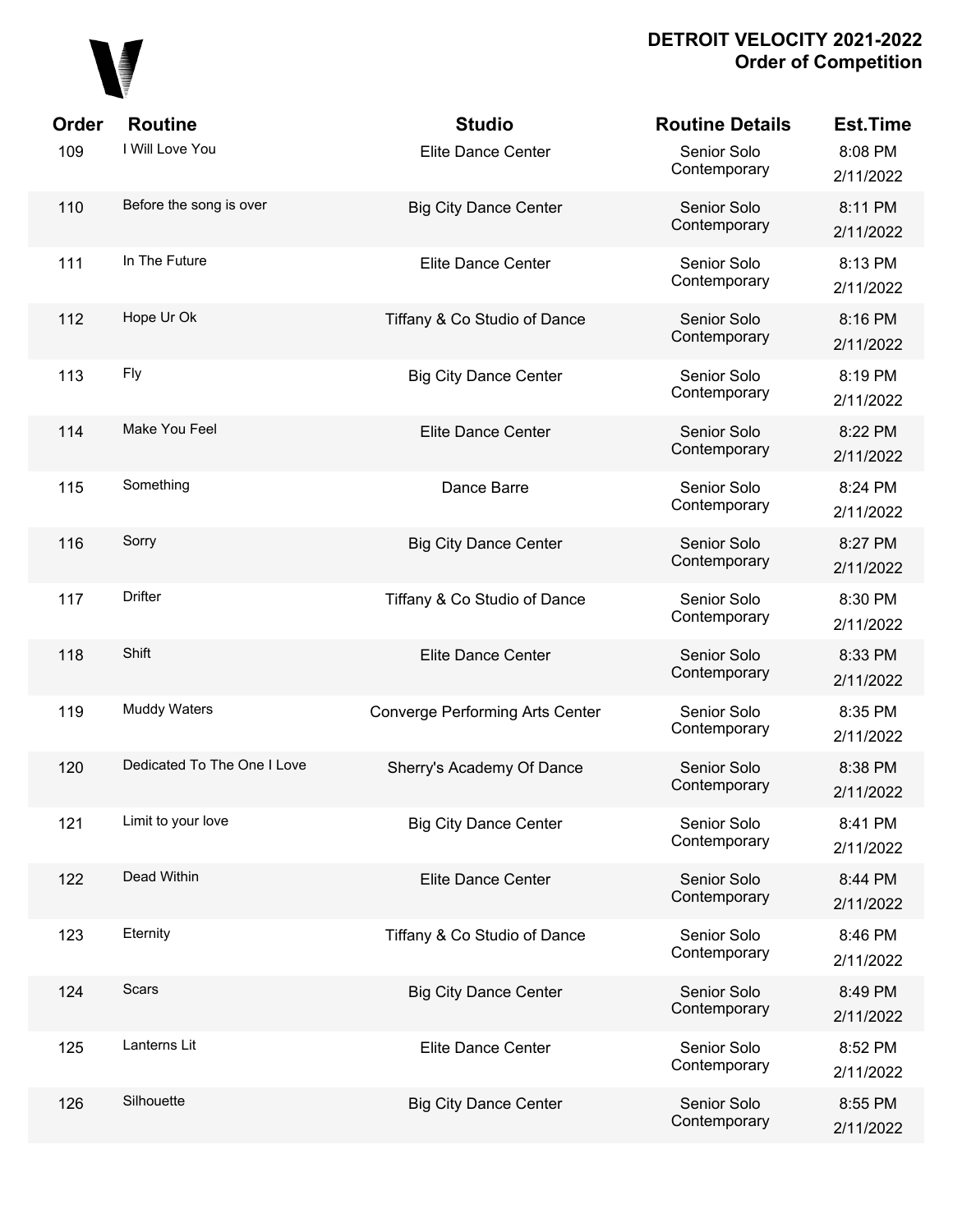| Order | Routine | Studio | Routine Details | Est.Time |
|---|---|---|---|---|
| 109 | I Will Love You | Elite Dance Center | Senior Solo Contemporary | 8:08 PM 2/11/2022 |
| 110 | Before the song is over | Big City Dance Center | Senior Solo Contemporary | 8:11 PM 2/11/2022 |
| 111 | In The Future | Elite Dance Center | Senior Solo Contemporary | 8:13 PM 2/11/2022 |
| 112 | Hope Ur Ok | Tiffany & Co Studio of Dance | Senior Solo Contemporary | 8:16 PM 2/11/2022 |
| 113 | Fly | Big City Dance Center | Senior Solo Contemporary | 8:19 PM 2/11/2022 |
| 114 | Make You Feel | Elite Dance Center | Senior Solo Contemporary | 8:22 PM 2/11/2022 |
| 115 | Something | Dance Barre | Senior Solo Contemporary | 8:24 PM 2/11/2022 |
| 116 | Sorry | Big City Dance Center | Senior Solo Contemporary | 8:27 PM 2/11/2022 |
| 117 | Drifter | Tiffany & Co Studio of Dance | Senior Solo Contemporary | 8:30 PM 2/11/2022 |
| 118 | Shift | Elite Dance Center | Senior Solo Contemporary | 8:33 PM 2/11/2022 |
| 119 | Muddy Waters | Converge Performing Arts Center | Senior Solo Contemporary | 8:35 PM 2/11/2022 |
| 120 | Dedicated To The One I Love | Sherry's Academy Of Dance | Senior Solo Contemporary | 8:38 PM 2/11/2022 |
| 121 | Limit to your love | Big City Dance Center | Senior Solo Contemporary | 8:41 PM 2/11/2022 |
| 122 | Dead Within | Elite Dance Center | Senior Solo Contemporary | 8:44 PM 2/11/2022 |
| 123 | Eternity | Tiffany & Co Studio of Dance | Senior Solo Contemporary | 8:46 PM 2/11/2022 |
| 124 | Scars | Big City Dance Center | Senior Solo Contemporary | 8:49 PM 2/11/2022 |
| 125 | Lanterns Lit | Elite Dance Center | Senior Solo Contemporary | 8:52 PM 2/11/2022 |
| 126 | Silhouette | Big City Dance Center | Senior Solo Contemporary | 8:55 PM 2/11/2022 |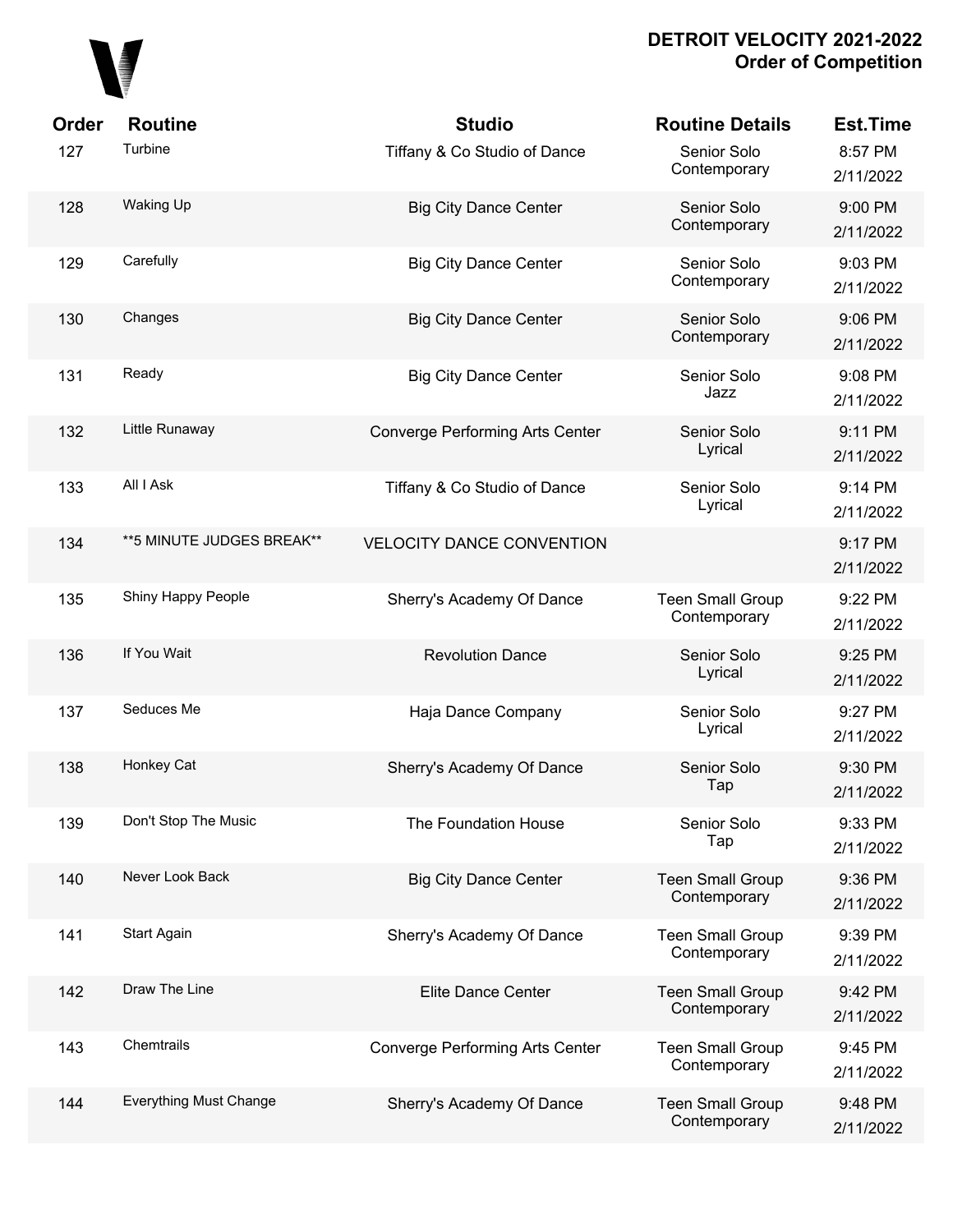**DETROIT VELOCITY 2021-2022**
**Order of Competition**

| Order | Routine | Studio | Routine Details | Est.Time |
|---|---|---|---|---|
| 127 | Turbine | Tiffany & Co Studio of Dance | Senior Solo Contemporary | 8:57 PM 2/11/2022 |
| 128 | Waking Up | Big City Dance Center | Senior Solo Contemporary | 9:00 PM 2/11/2022 |
| 129 | Carefully | Big City Dance Center | Senior Solo Contemporary | 9:03 PM 2/11/2022 |
| 130 | Changes | Big City Dance Center | Senior Solo Contemporary | 9:06 PM 2/11/2022 |
| 131 | Ready | Big City Dance Center | Senior Solo Jazz | 9:08 PM 2/11/2022 |
| 132 | Little Runaway | Converge Performing Arts Center | Senior Solo Lyrical | 9:11 PM 2/11/2022 |
| 133 | All I Ask | Tiffany & Co Studio of Dance | Senior Solo Lyrical | 9:14 PM 2/11/2022 |
| 134 | **5 MINUTE JUDGES BREAK** | VELOCITY DANCE CONVENTION | | 9:17 PM 2/11/2022 |
| 135 | Shiny Happy People | Sherry's Academy Of Dance | Teen Small Group Contemporary | 9:22 PM 2/11/2022 |
| 136 | If You Wait | Revolution Dance | Senior Solo Lyrical | 9:25 PM 2/11/2022 |
| 137 | Seduces Me | Haja Dance Company | Senior Solo Lyrical | 9:27 PM 2/11/2022 |
| 138 | Honkey Cat | Sherry's Academy Of Dance | Senior Solo Tap | 9:30 PM 2/11/2022 |
| 139 | Don't Stop The Music | The Foundation House | Senior Solo Tap | 9:33 PM 2/11/2022 |
| 140 | Never Look Back | Big City Dance Center | Teen Small Group Contemporary | 9:36 PM 2/11/2022 |
| 141 | Start Again | Sherry's Academy Of Dance | Teen Small Group Contemporary | 9:39 PM 2/11/2022 |
| 142 | Draw The Line | Elite Dance Center | Teen Small Group Contemporary | 9:42 PM 2/11/2022 |
| 143 | Chemtrails | Converge Performing Arts Center | Teen Small Group Contemporary | 9:45 PM 2/11/2022 |
| 144 | Everything Must Change | Sherry's Academy Of Dance | Teen Small Group Contemporary | 9:48 PM 2/11/2022 |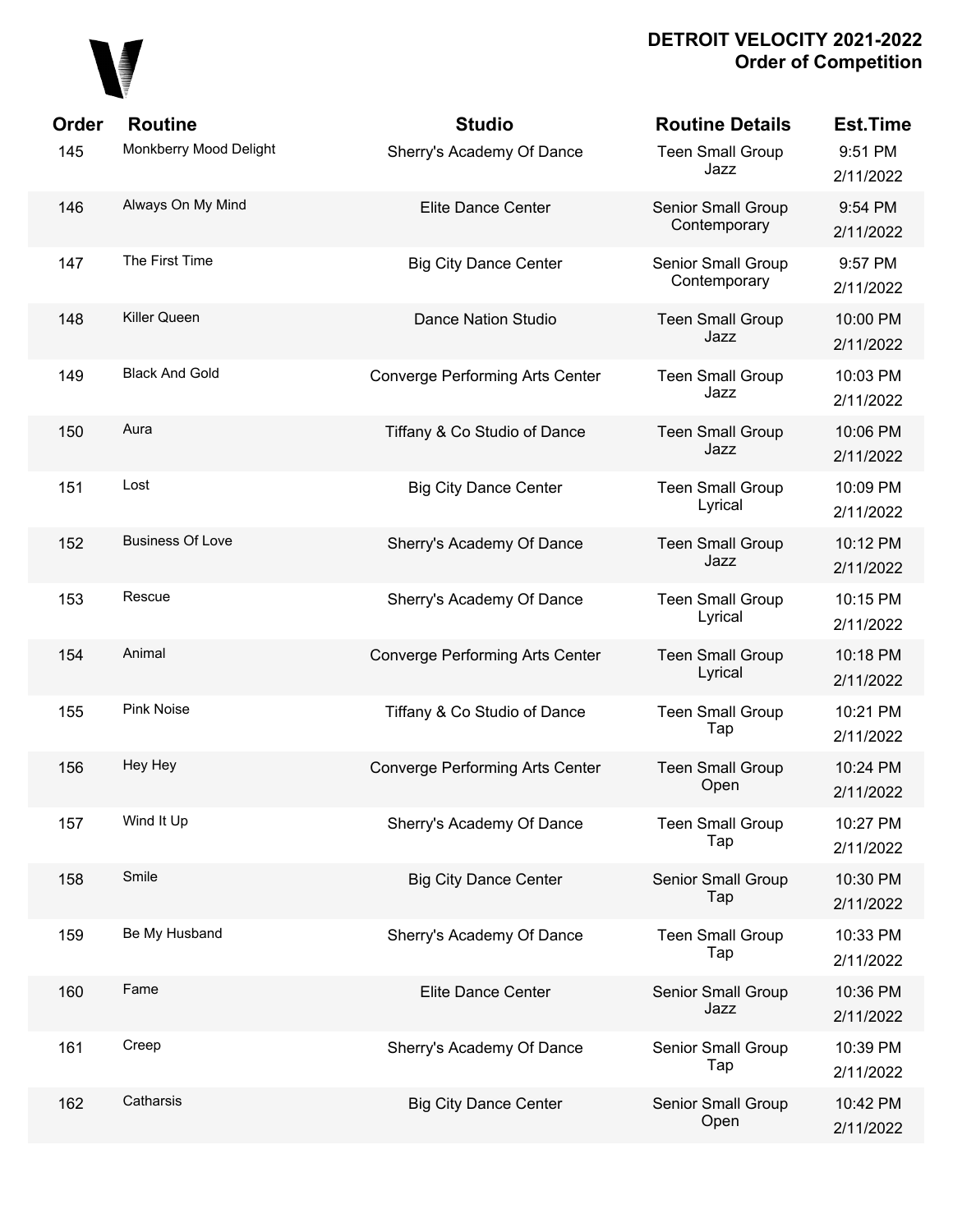# DETROIT VELOCITY 2021-2022
## Order of Competition

| Order | Routine | Studio | Routine Details | Est.Time |
|---|---|---|---|---|
| 145 | Monkberry Mood Delight | Sherry's Academy Of Dance | Teen Small Group Jazz | 9:51 PM 2/11/2022 |
| 146 | Always On My Mind | Elite Dance Center | Senior Small Group Contemporary | 9:54 PM 2/11/2022 |
| 147 | The First Time | Big City Dance Center | Senior Small Group Contemporary | 9:57 PM 2/11/2022 |
| 148 | Killer Queen | Dance Nation Studio | Teen Small Group Jazz | 10:00 PM 2/11/2022 |
| 149 | Black And Gold | Converge Performing Arts Center | Teen Small Group Jazz | 10:03 PM 2/11/2022 |
| 150 | Aura | Tiffany & Co Studio of Dance | Teen Small Group Jazz | 10:06 PM 2/11/2022 |
| 151 | Lost | Big City Dance Center | Teen Small Group Lyrical | 10:09 PM 2/11/2022 |
| 152 | Business Of Love | Sherry's Academy Of Dance | Teen Small Group Jazz | 10:12 PM 2/11/2022 |
| 153 | Rescue | Sherry's Academy Of Dance | Teen Small Group Lyrical | 10:15 PM 2/11/2022 |
| 154 | Animal | Converge Performing Arts Center | Teen Small Group Lyrical | 10:18 PM 2/11/2022 |
| 155 | Pink Noise | Tiffany & Co Studio of Dance | Teen Small Group Tap | 10:21 PM 2/11/2022 |
| 156 | Hey Hey | Converge Performing Arts Center | Teen Small Group Open | 10:24 PM 2/11/2022 |
| 157 | Wind It Up | Sherry's Academy Of Dance | Teen Small Group Tap | 10:27 PM 2/11/2022 |
| 158 | Smile | Big City Dance Center | Senior Small Group Tap | 10:30 PM 2/11/2022 |
| 159 | Be My Husband | Sherry's Academy Of Dance | Teen Small Group Tap | 10:33 PM 2/11/2022 |
| 160 | Fame | Elite Dance Center | Senior Small Group Jazz | 10:36 PM 2/11/2022 |
| 161 | Creep | Sherry's Academy Of Dance | Senior Small Group Tap | 10:39 PM 2/11/2022 |
| 162 | Catharsis | Big City Dance Center | Senior Small Group Open | 10:42 PM 2/11/2022 |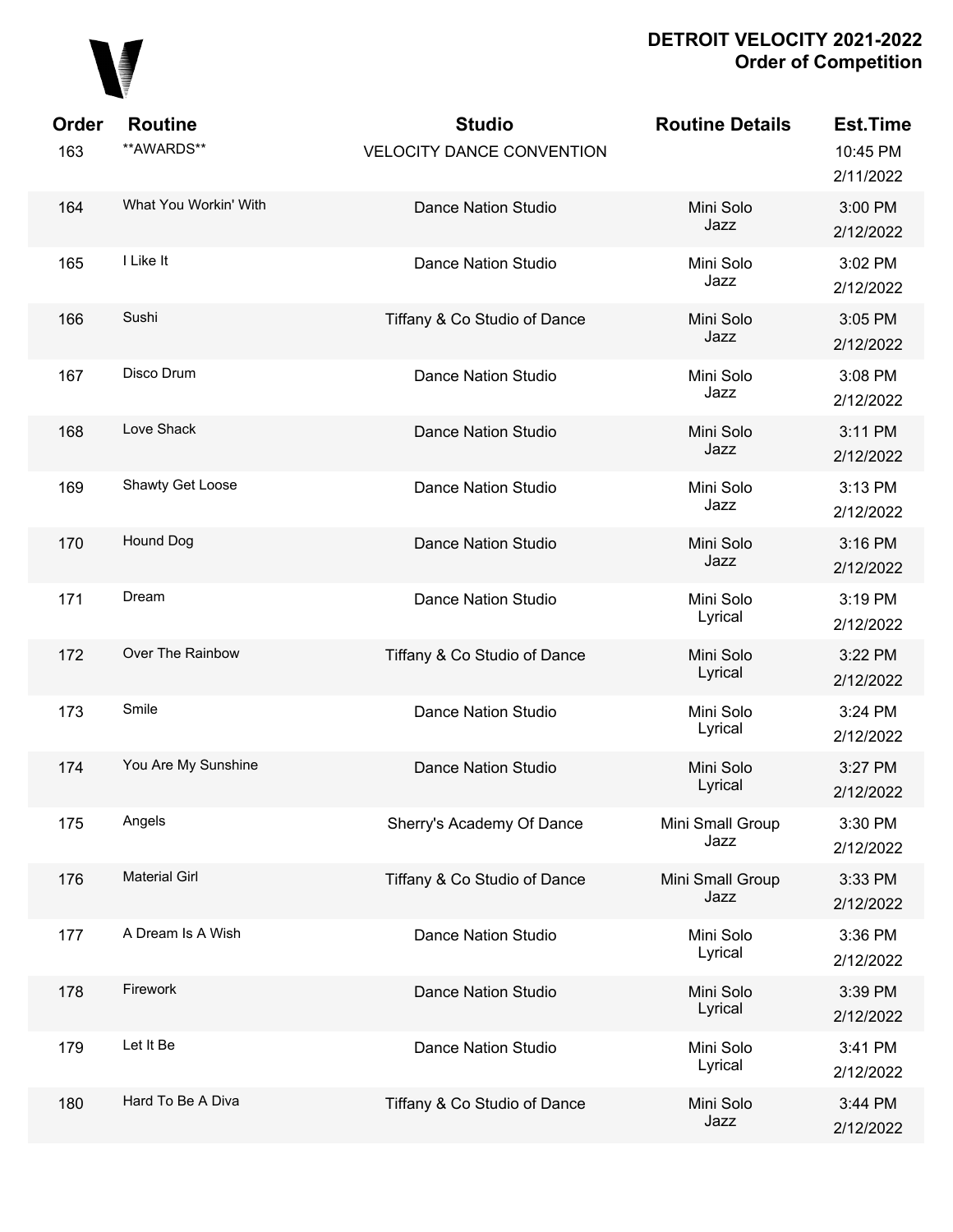# DETROIT VELOCITY 2021-2022
## Order of Competition

| Order | Routine | Studio | Routine Details | Est.Time |
|---|---|---|---|---|
| 163 | **AWARDS** | VELOCITY DANCE CONVENTION | | 10:45 PM 2/11/2022 |
| 164 | What You Workin' With | Dance Nation Studio | Mini Solo Jazz | 3:00 PM 2/12/2022 |
| 165 | I Like It | Dance Nation Studio | Mini Solo Jazz | 3:02 PM 2/12/2022 |
| 166 | Sushi | Tiffany & Co Studio of Dance | Mini Solo Jazz | 3:05 PM 2/12/2022 |
| 167 | Disco Drum | Dance Nation Studio | Mini Solo Jazz | 3:08 PM 2/12/2022 |
| 168 | Love Shack | Dance Nation Studio | Mini Solo Jazz | 3:11 PM 2/12/2022 |
| 169 | Shawty Get Loose | Dance Nation Studio | Mini Solo Jazz | 3:13 PM 2/12/2022 |
| 170 | Hound Dog | Dance Nation Studio | Mini Solo Jazz | 3:16 PM 2/12/2022 |
| 171 | Dream | Dance Nation Studio | Mini Solo Lyrical | 3:19 PM 2/12/2022 |
| 172 | Over The Rainbow | Tiffany & Co Studio of Dance | Mini Solo Lyrical | 3:22 PM 2/12/2022 |
| 173 | Smile | Dance Nation Studio | Mini Solo Lyrical | 3:24 PM 2/12/2022 |
| 174 | You Are My Sunshine | Dance Nation Studio | Mini Solo Lyrical | 3:27 PM 2/12/2022 |
| 175 | Angels | Sherry's Academy Of Dance | Mini Small Group Jazz | 3:30 PM 2/12/2022 |
| 176 | Material Girl | Tiffany & Co Studio of Dance | Mini Small Group Jazz | 3:33 PM 2/12/2022 |
| 177 | A Dream Is A Wish | Dance Nation Studio | Mini Solo Lyrical | 3:36 PM 2/12/2022 |
| 178 | Firework | Dance Nation Studio | Mini Solo Lyrical | 3:39 PM 2/12/2022 |
| 179 | Let It Be | Dance Nation Studio | Mini Solo Lyrical | 3:41 PM 2/12/2022 |
| 180 | Hard To Be A Diva | Tiffany & Co Studio of Dance | Mini Solo Jazz | 3:44 PM 2/12/2022 |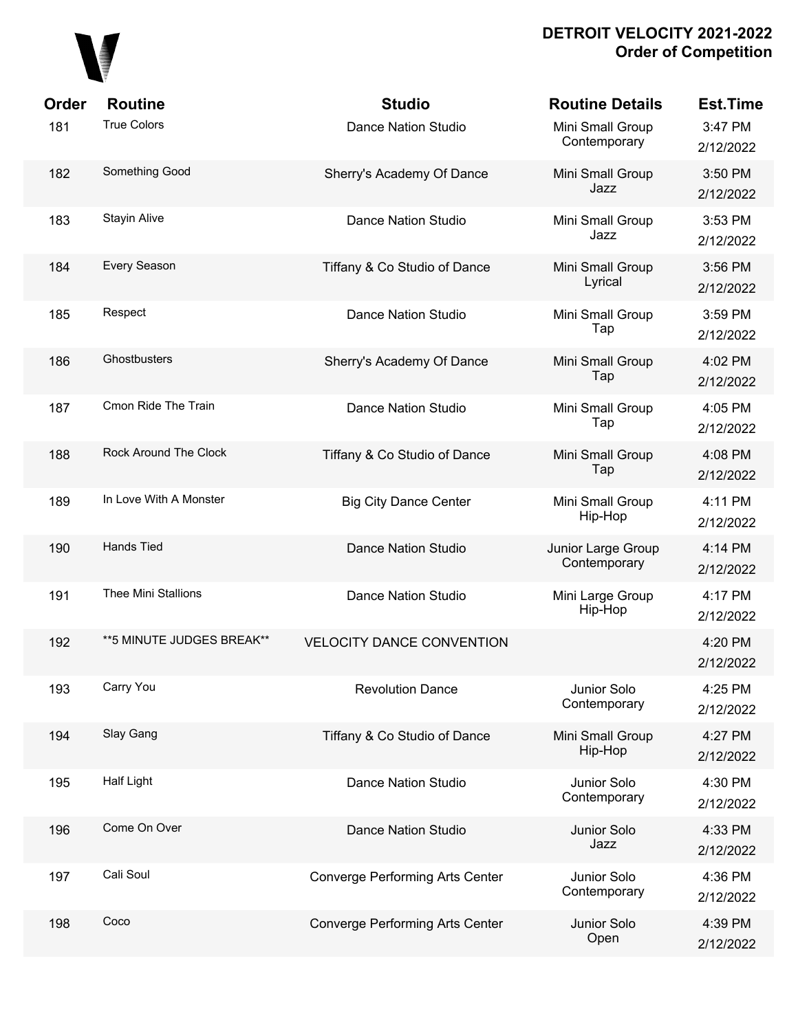# DETROIT VELOCITY 2021-2022
## Order of Competition

| Order | Routine | Studio | Routine Details | Est.Time |
|---|---|---|---|---|
| 181 | True Colors | Dance Nation Studio | Mini Small Group Contemporary | 3:47 PM 2/12/2022 |
| 182 | Something Good | Sherry's Academy Of Dance | Mini Small Group Jazz | 3:50 PM 2/12/2022 |
| 183 | Stayin Alive | Dance Nation Studio | Mini Small Group Jazz | 3:53 PM 2/12/2022 |
| 184 | Every Season | Tiffany & Co Studio of Dance | Mini Small Group Lyrical | 3:56 PM 2/12/2022 |
| 185 | Respect | Dance Nation Studio | Mini Small Group Tap | 3:59 PM 2/12/2022 |
| 186 | Ghostbusters | Sherry's Academy Of Dance | Mini Small Group Tap | 4:02 PM 2/12/2022 |
| 187 | Cmon Ride The Train | Dance Nation Studio | Mini Small Group Tap | 4:05 PM 2/12/2022 |
| 188 | Rock Around The Clock | Tiffany & Co Studio of Dance | Mini Small Group Tap | 4:08 PM 2/12/2022 |
| 189 | In Love With A Monster | Big City Dance Center | Mini Small Group Hip-Hop | 4:11 PM 2/12/2022 |
| 190 | Hands Tied | Dance Nation Studio | Junior Large Group Contemporary | 4:14 PM 2/12/2022 |
| 191 | Thee Mini Stallions | Dance Nation Studio | Mini Large Group Hip-Hop | 4:17 PM 2/12/2022 |
| 192 | **5 MINUTE JUDGES BREAK** | VELOCITY DANCE CONVENTION | | 4:20 PM 2/12/2022 |
| 193 | Carry You | Revolution Dance | Junior Solo Contemporary | 4:25 PM 2/12/2022 |
| 194 | Slay Gang | Tiffany & Co Studio of Dance | Mini Small Group Hip-Hop | 4:27 PM 2/12/2022 |
| 195 | Half Light | Dance Nation Studio | Junior Solo Contemporary | 4:30 PM 2/12/2022 |
| 196 | Come On Over | Dance Nation Studio | Junior Solo Jazz | 4:33 PM 2/12/2022 |
| 197 | Cali Soul | Converge Performing Arts Center | Junior Solo Contemporary | 4:36 PM 2/12/2022 |
| 198 | Coco | Converge Performing Arts Center | Junior Solo Open | 4:39 PM 2/12/2022 |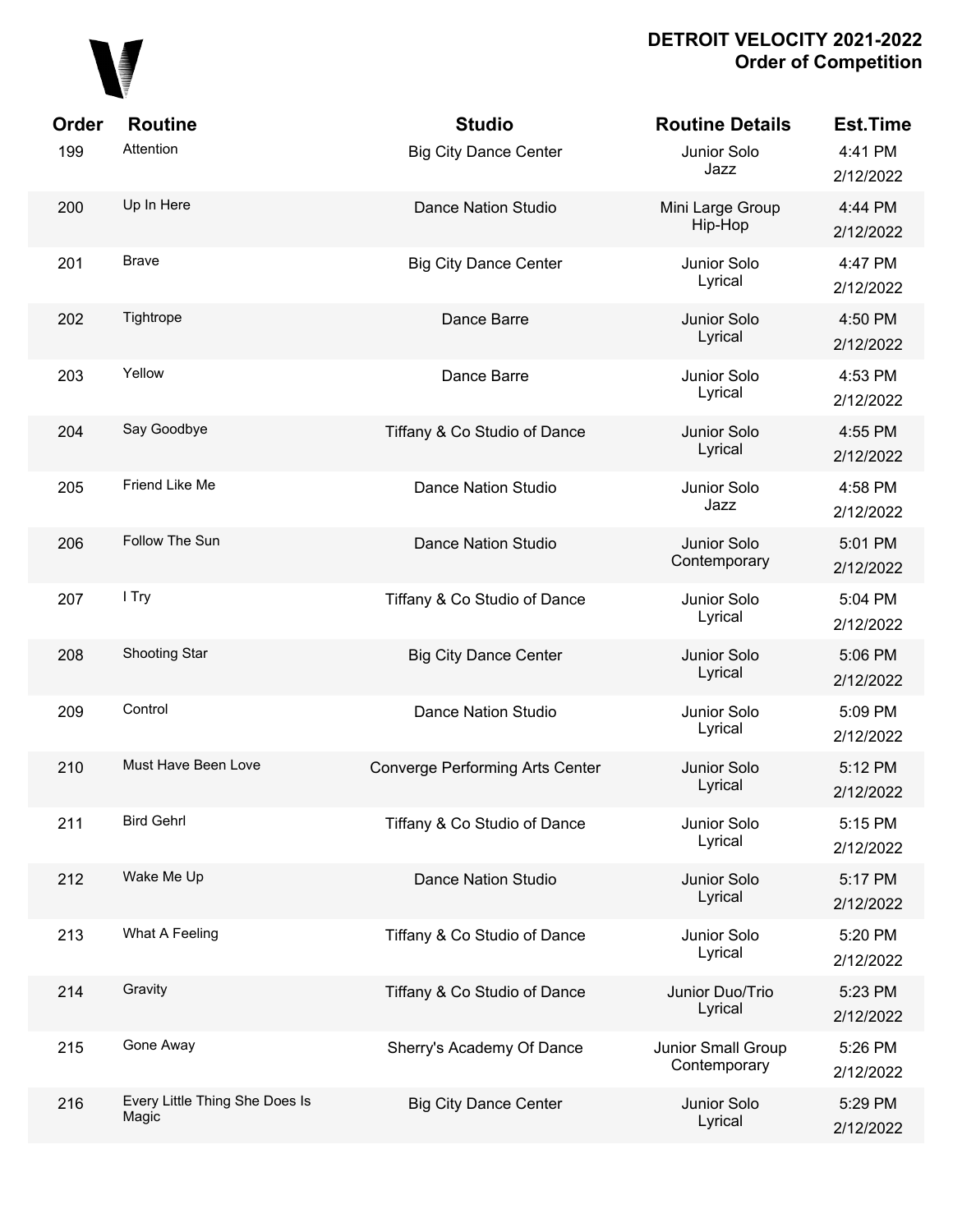# DETROIT VELOCITY 2021-2022
## Order of Competition

| Order | Routine | Studio | Routine Details | Est.Time |
|---|---|---|---|---|
| 199 | Attention | Big City Dance Center | Junior Solo Jazz | 4:41 PM 2/12/2022 |
| 200 | Up In Here | Dance Nation Studio | Mini Large Group Hip-Hop | 4:44 PM 2/12/2022 |
| 201 | Brave | Big City Dance Center | Junior Solo Lyrical | 4:47 PM 2/12/2022 |
| 202 | Tightrope | Dance Barre | Junior Solo Lyrical | 4:50 PM 2/12/2022 |
| 203 | Yellow | Dance Barre | Junior Solo Lyrical | 4:53 PM 2/12/2022 |
| 204 | Say Goodbye | Tiffany & Co Studio of Dance | Junior Solo Lyrical | 4:55 PM 2/12/2022 |
| 205 | Friend Like Me | Dance Nation Studio | Junior Solo Jazz | 4:58 PM 2/12/2022 |
| 206 | Follow The Sun | Dance Nation Studio | Junior Solo Contemporary | 5:01 PM 2/12/2022 |
| 207 | I Try | Tiffany & Co Studio of Dance | Junior Solo Lyrical | 5:04 PM 2/12/2022 |
| 208 | Shooting Star | Big City Dance Center | Junior Solo Lyrical | 5:06 PM 2/12/2022 |
| 209 | Control | Dance Nation Studio | Junior Solo Lyrical | 5:09 PM 2/12/2022 |
| 210 | Must Have Been Love | Converge Performing Arts Center | Junior Solo Lyrical | 5:12 PM 2/12/2022 |
| 211 | Bird Gehrl | Tiffany & Co Studio of Dance | Junior Solo Lyrical | 5:15 PM 2/12/2022 |
| 212 | Wake Me Up | Dance Nation Studio | Junior Solo Lyrical | 5:17 PM 2/12/2022 |
| 213 | What A Feeling | Tiffany & Co Studio of Dance | Junior Solo Lyrical | 5:20 PM 2/12/2022 |
| 214 | Gravity | Tiffany & Co Studio of Dance | Junior Duo/Trio Lyrical | 5:23 PM 2/12/2022 |
| 215 | Gone Away | Sherry's Academy Of Dance | Junior Small Group Contemporary | 5:26 PM 2/12/2022 |
| 216 | Every Little Thing She Does Is Magic | Big City Dance Center | Junior Solo Lyrical | 5:29 PM 2/12/2022 |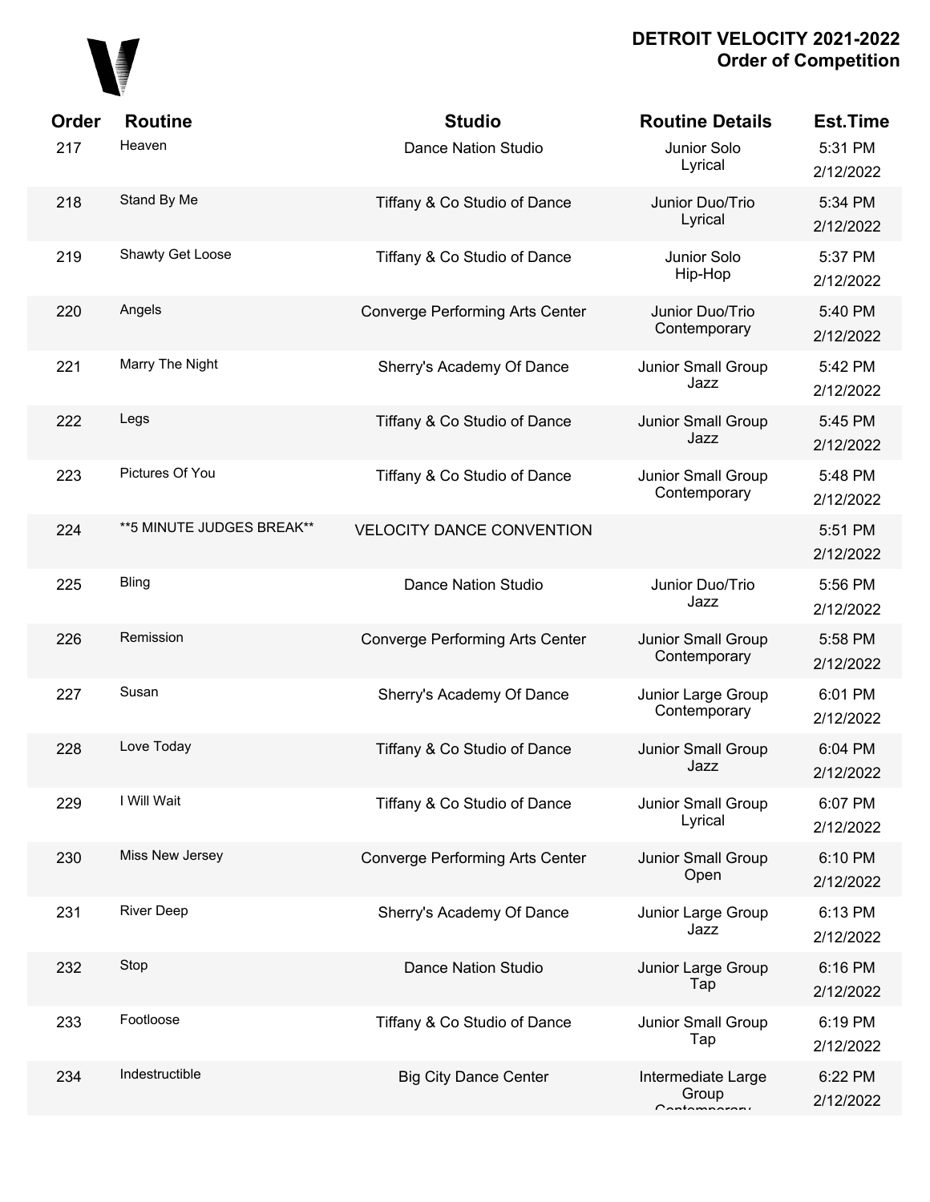# DETROIT VELOCITY 2021-2022
## Order of Competition

| Order | Routine | Studio | Routine Details | Est.Time |
|---|---|---|---|---|
| 217 | Heaven | Dance Nation Studio | Junior Solo Lyrical | 5:31 PM 2/12/2022 |
| 218 | Stand By Me | Tiffany & Co Studio of Dance | Junior Duo/Trio Lyrical | 5:34 PM 2/12/2022 |
| 219 | Shawty Get Loose | Tiffany & Co Studio of Dance | Junior Solo Hip-Hop | 5:37 PM 2/12/2022 |
| 220 | Angels | Converge Performing Arts Center | Junior Duo/Trio Contemporary | 5:40 PM 2/12/2022 |
| 221 | Marry The Night | Sherry's Academy Of Dance | Junior Small Group Jazz | 5:42 PM 2/12/2022 |
| 222 | Legs | Tiffany & Co Studio of Dance | Junior Small Group Jazz | 5:45 PM 2/12/2022 |
| 223 | Pictures Of You | Tiffany & Co Studio of Dance | Junior Small Group Contemporary | 5:48 PM 2/12/2022 |
| 224 | **5 MINUTE JUDGES BREAK** | VELOCITY DANCE CONVENTION | | 5:51 PM 2/12/2022 |
| 225 | Bling | Dance Nation Studio | Junior Duo/Trio Jazz | 5:56 PM 2/12/2022 |
| 226 | Remission | Converge Performing Arts Center | Junior Small Group Contemporary | 5:58 PM 2/12/2022 |
| 227 | Susan | Sherry's Academy Of Dance | Junior Large Group Contemporary | 6:01 PM 2/12/2022 |
| 228 | Love Today | Tiffany & Co Studio of Dance | Junior Small Group Jazz | 6:04 PM 2/12/2022 |
| 229 | I Will Wait | Tiffany & Co Studio of Dance | Junior Small Group Lyrical | 6:07 PM 2/12/2022 |
| 230 | Miss New Jersey | Converge Performing Arts Center | Junior Small Group Open | 6:10 PM 2/12/2022 |
| 231 | River Deep | Sherry's Academy Of Dance | Junior Large Group Jazz | 6:13 PM 2/12/2022 |
| 232 | Stop | Dance Nation Studio | Junior Large Group Tap | 6:16 PM 2/12/2022 |
| 233 | Footloose | Tiffany & Co Studio of Dance | Junior Small Group Tap | 6:19 PM 2/12/2022 |
| 234 | Indestructible | Big City Dance Center | Intermediate Large Group Contemporary | 6:22 PM 2/12/2022 |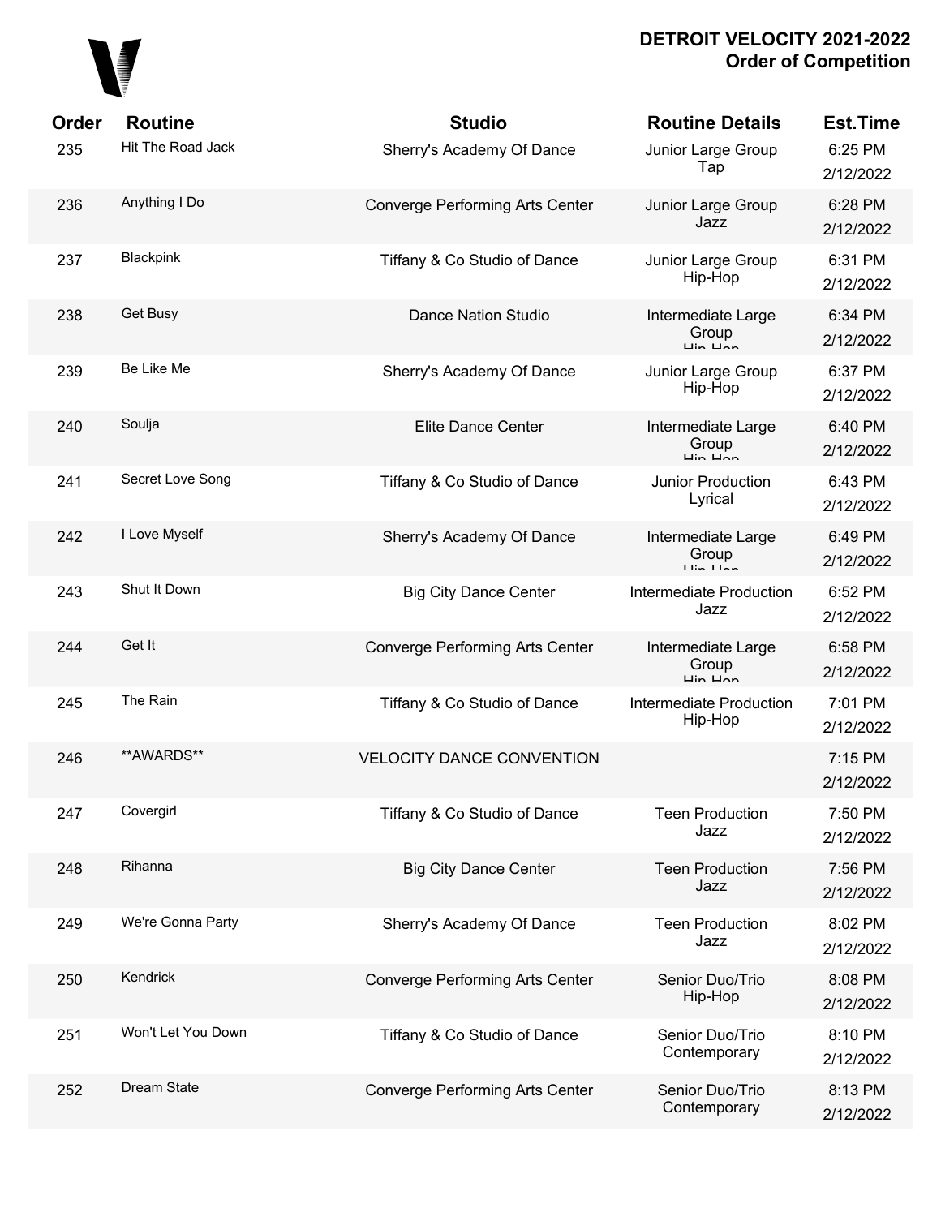| Order | Routine | Studio | Routine Details | Est.Time |
|---|---|---|---|---|
| 235 | Hit The Road Jack | Sherry's Academy Of Dance | Junior Large Group Tap | 6:25 PM 2/12/2022 |
| 236 | Anything I Do | Converge Performing Arts Center | Junior Large Group Jazz | 6:28 PM 2/12/2022 |
| 237 | Blackpink | Tiffany & Co Studio of Dance | Junior Large Group Hip-Hop | 6:31 PM 2/12/2022 |
| 238 | Get Busy | Dance Nation Studio | Intermediate Large Group Hip-Hop | 6:34 PM 2/12/2022 |
| 239 | Be Like Me | Sherry's Academy Of Dance | Junior Large Group Hip-Hop | 6:37 PM 2/12/2022 |
| 240 | Soulja | Elite Dance Center | Intermediate Large Group Hip-Hop | 6:40 PM 2/12/2022 |
| 241 | Secret Love Song | Tiffany & Co Studio of Dance | Junior Production Lyrical | 6:43 PM 2/12/2022 |
| 242 | I Love Myself | Sherry's Academy Of Dance | Intermediate Large Group Hip-Hop | 6:49 PM 2/12/2022 |
| 243 | Shut It Down | Big City Dance Center | Intermediate Production Jazz | 6:52 PM 2/12/2022 |
| 244 | Get It | Converge Performing Arts Center | Intermediate Large Group Hip-Hop | 6:58 PM 2/12/2022 |
| 245 | The Rain | Tiffany & Co Studio of Dance | Intermediate Production Hip-Hop | 7:01 PM 2/12/2022 |
| 246 | **AWARDS** | VELOCITY DANCE CONVENTION | | 7:15 PM 2/12/2022 |
| 247 | Covergirl | Tiffany & Co Studio of Dance | Teen Production Jazz | 7:50 PM 2/12/2022 |
| 248 | Rihanna | Big City Dance Center | Teen Production Jazz | 7:56 PM 2/12/2022 |
| 249 | We're Gonna Party | Sherry's Academy Of Dance | Teen Production Jazz | 8:02 PM 2/12/2022 |
| 250 | Kendrick | Converge Performing Arts Center | Senior Duo/Trio Hip-Hop | 8:08 PM 2/12/2022 |
| 251 | Won't Let You Down | Tiffany & Co Studio of Dance | Senior Duo/Trio Contemporary | 8:10 PM 2/12/2022 |
| 252 | Dream State | Converge Performing Arts Center | Senior Duo/Trio Contemporary | 8:13 PM 2/12/2022 |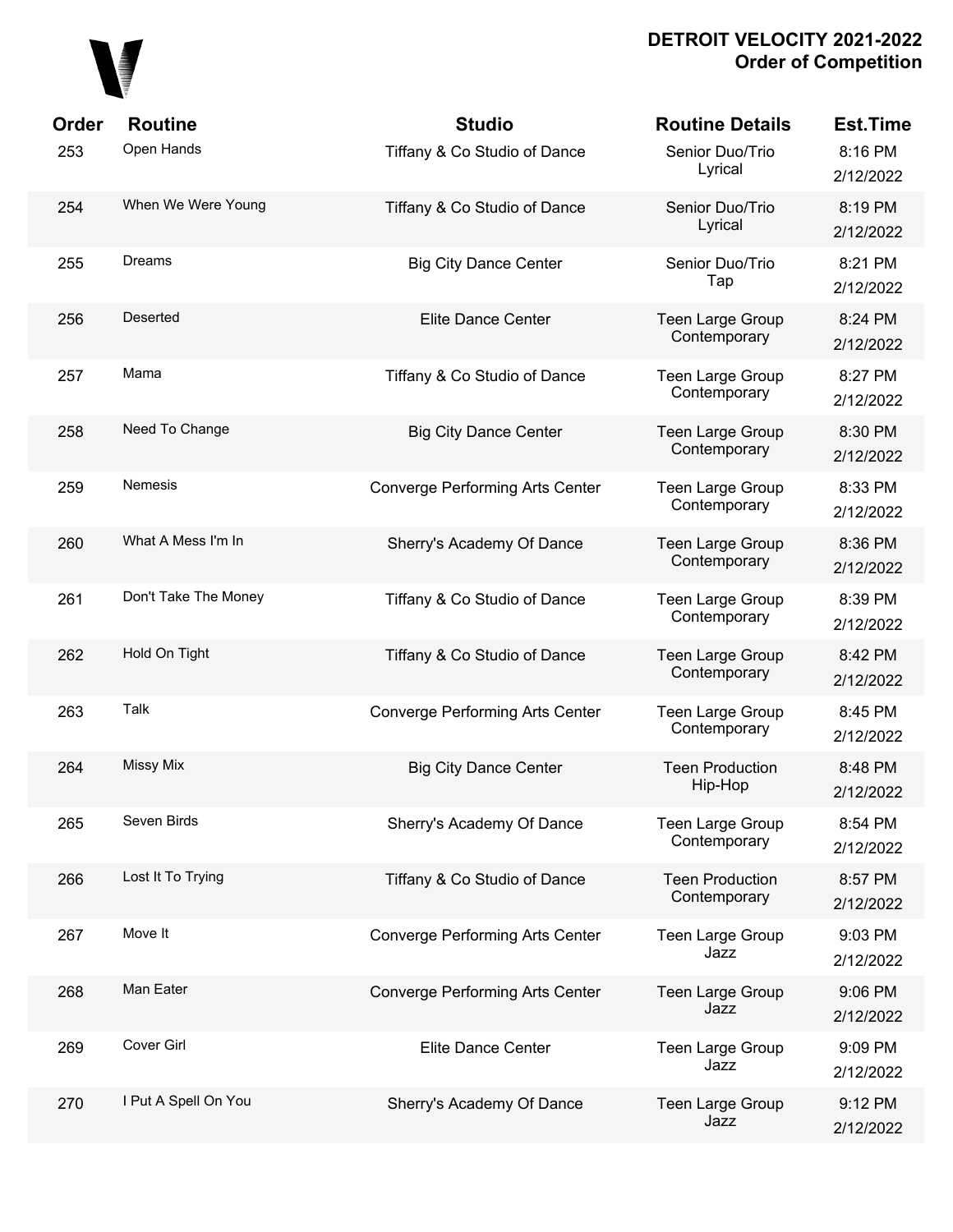**DETROIT VELOCITY 2021-2022**
**Order of Competition**

| Order | Routine | Studio | Routine Details | Est.Time |
|---|---|---|---|---|
| 253 | Open Hands | Tiffany & Co Studio of Dance | Senior Duo/Trio Lyrical | 8:16 PM 2/12/2022 |
| 254 | When We Were Young | Tiffany & Co Studio of Dance | Senior Duo/Trio Lyrical | 8:19 PM 2/12/2022 |
| 255 | Dreams | Big City Dance Center | Senior Duo/Trio Tap | 8:21 PM 2/12/2022 |
| 256 | Deserted | Elite Dance Center | Teen Large Group Contemporary | 8:24 PM 2/12/2022 |
| 257 | Mama | Tiffany & Co Studio of Dance | Teen Large Group Contemporary | 8:27 PM 2/12/2022 |
| 258 | Need To Change | Big City Dance Center | Teen Large Group Contemporary | 8:30 PM 2/12/2022 |
| 259 | Nemesis | Converge Performing Arts Center | Teen Large Group Contemporary | 8:33 PM 2/12/2022 |
| 260 | What A Mess I'm In | Sherry's Academy Of Dance | Teen Large Group Contemporary | 8:36 PM 2/12/2022 |
| 261 | Don't Take The Money | Tiffany & Co Studio of Dance | Teen Large Group Contemporary | 8:39 PM 2/12/2022 |
| 262 | Hold On Tight | Tiffany & Co Studio of Dance | Teen Large Group Contemporary | 8:42 PM 2/12/2022 |
| 263 | Talk | Converge Performing Arts Center | Teen Large Group Contemporary | 8:45 PM 2/12/2022 |
| 264 | Missy Mix | Big City Dance Center | Teen Production Hip-Hop | 8:48 PM 2/12/2022 |
| 265 | Seven Birds | Sherry's Academy Of Dance | Teen Large Group Contemporary | 8:54 PM 2/12/2022 |
| 266 | Lost It To Trying | Tiffany & Co Studio of Dance | Teen Production Contemporary | 8:57 PM 2/12/2022 |
| 267 | Move It | Converge Performing Arts Center | Teen Large Group Jazz | 9:03 PM 2/12/2022 |
| 268 | Man Eater | Converge Performing Arts Center | Teen Large Group Jazz | 9:06 PM 2/12/2022 |
| 269 | Cover Girl | Elite Dance Center | Teen Large Group Jazz | 9:09 PM 2/12/2022 |
| 270 | I Put A Spell On You | Sherry's Academy Of Dance | Teen Large Group Jazz | 9:12 PM 2/12/2022 |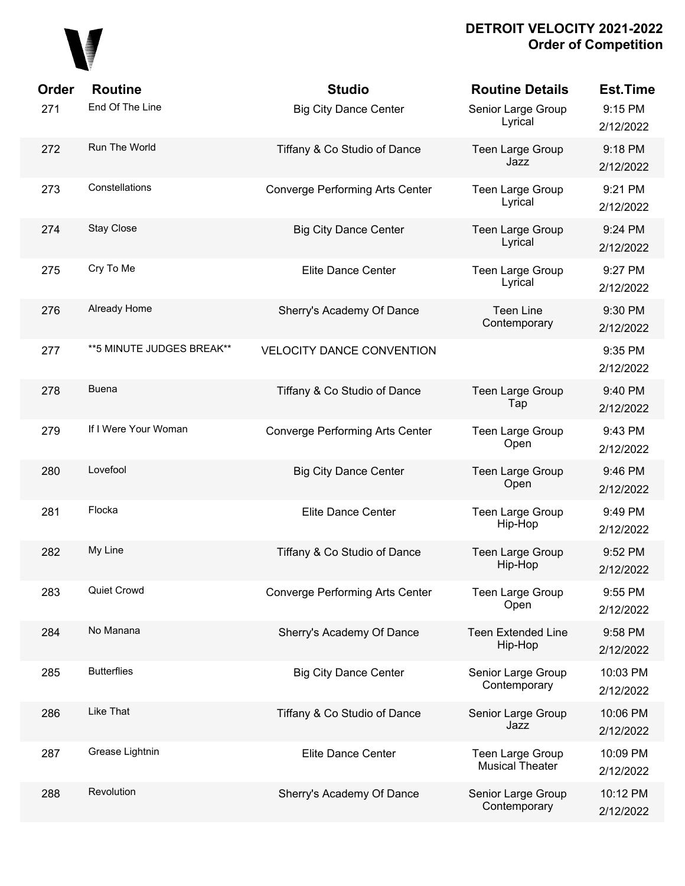# DETROIT VELOCITY 2021-2022
## Order of Competition

| Order | Routine | Studio | Routine Details | Est.Time |
|---|---|---|---|---|
| 271 | End Of The Line | Big City Dance Center | Senior Large Group Lyrical | 9:15 PM 2/12/2022 |
| 272 | Run The World | Tiffany & Co Studio of Dance | Teen Large Group Jazz | 9:18 PM 2/12/2022 |
| 273 | Constellations | Converge Performing Arts Center | Teen Large Group Lyrical | 9:21 PM 2/12/2022 |
| 274 | Stay Close | Big City Dance Center | Teen Large Group Lyrical | 9:24 PM 2/12/2022 |
| 275 | Cry To Me | Elite Dance Center | Teen Large Group Lyrical | 9:27 PM 2/12/2022 |
| 276 | Already Home | Sherry's Academy Of Dance | Teen Line Contemporary | 9:30 PM 2/12/2022 |
| 277 | **5 MINUTE JUDGES BREAK** | VELOCITY DANCE CONVENTION | | 9:35 PM 2/12/2022 |
| 278 | Buena | Tiffany & Co Studio of Dance | Teen Large Group Tap | 9:40 PM 2/12/2022 |
| 279 | If I Were Your Woman | Converge Performing Arts Center | Teen Large Group Open | 9:43 PM 2/12/2022 |
| 280 | Lovefool | Big City Dance Center | Teen Large Group Open | 9:46 PM 2/12/2022 |
| 281 | Flocka | Elite Dance Center | Teen Large Group Hip-Hop | 9:49 PM 2/12/2022 |
| 282 | My Line | Tiffany & Co Studio of Dance | Teen Large Group Hip-Hop | 9:52 PM 2/12/2022 |
| 283 | Quiet Crowd | Converge Performing Arts Center | Teen Large Group Open | 9:55 PM 2/12/2022 |
| 284 | No Manana | Sherry's Academy Of Dance | Teen Extended Line Hip-Hop | 9:58 PM 2/12/2022 |
| 285 | Butterflies | Big City Dance Center | Senior Large Group Contemporary | 10:03 PM 2/12/2022 |
| 286 | Like That | Tiffany & Co Studio of Dance | Senior Large Group Jazz | 10:06 PM 2/12/2022 |
| 287 | Grease Lightnin | Elite Dance Center | Teen Large Group Musical Theater | 10:09 PM 2/12/2022 |
| 288 | Revolution | Sherry's Academy Of Dance | Senior Large Group Contemporary | 10:12 PM 2/12/2022 |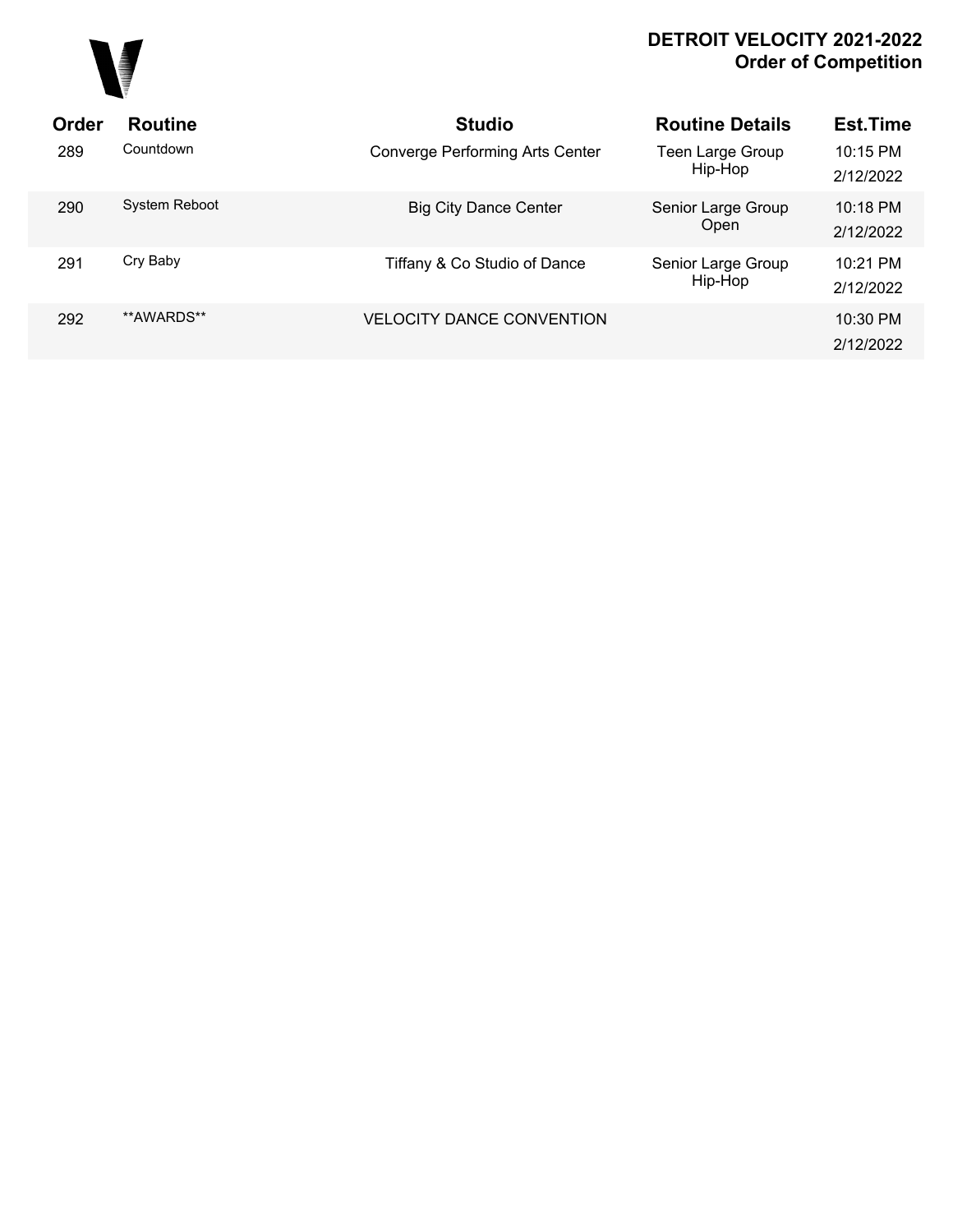| Order | Routine | Studio | Routine Details | Est.Time |
|---|---|---|---|---|
| 289 | Countdown | Converge Performing Arts Center | Teen Large Group Hip-Hop | 10:15 PM 2/12/2022 |
| 290 | System Reboot | Big City Dance Center | Senior Large Group Open | 10:18 PM 2/12/2022 |
| 291 | Cry Baby | Tiffany & Co Studio of Dance | Senior Large Group Hip-Hop | 10:21 PM 2/12/2022 |
| 292 | **AWARDS** | VELOCITY DANCE CONVENTION | | 10:30 PM 2/12/2022 |